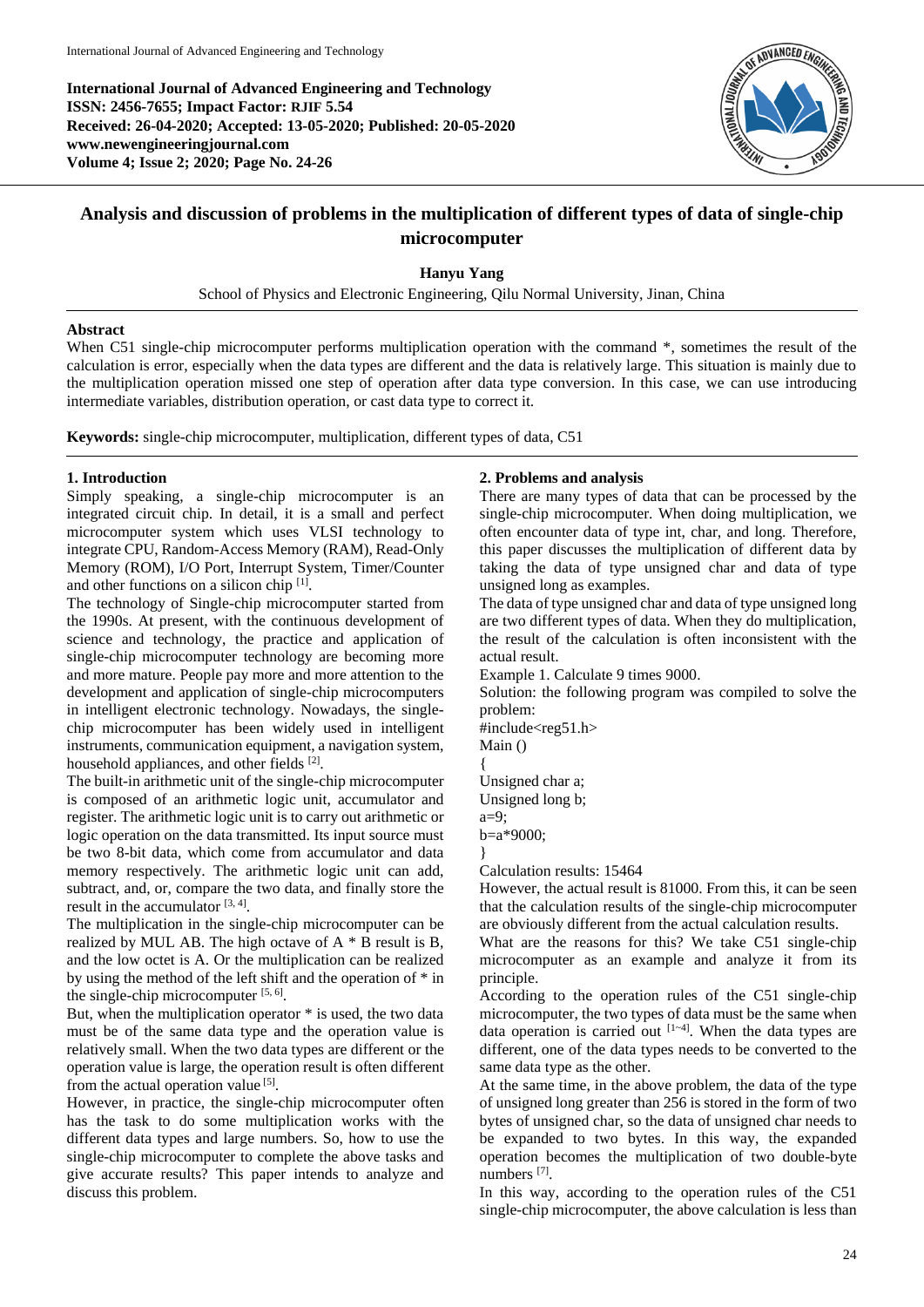International Journal of Advanced Engineering and Technology
ISSN: 2456-7655; Impact Factor: RJIF 5.54
Received: 26-04-2020; Accepted: 13-05-2020; Published: 20-05-2020
www.newengineeringjournal.com
Volume 4; Issue 2; 2020; Page No. 24-26

# Analysis and discussion of problems in the multiplication of different types of data of single-chip microcomputer

**Hanyu Yang**

School of Physics and Electronic Engineering, Qilu Normal University, Jinan, China

## Abstract

When C51 single-chip microcomputer performs multiplication operation with the command *, sometimes the result of the calculation is error, especially when the data types are different and the data is relatively large. This situation is mainly due to the multiplication operation missed one step of operation after data type conversion. In this case, we can use introducing intermediate variables, distribution operation, or cast data type to correct it.

**Keywords:** single-chip microcomputer, multiplication, different types of data, C51

## 1. Introduction

Simply speaking, a single-chip microcomputer is an integrated circuit chip. In detail, it is a small and perfect microcomputer system which uses VLSI technology to integrate CPU, Random-Access Memory (RAM), Read-Only Memory (ROM), I/O Port, Interrupt System, Timer/Counter and other functions on a silicon chip [1].

The technology of Single-chip microcomputer started from the 1990s. At present, with the continuous development of science and technology, the practice and application of single-chip microcomputer technology are becoming more and more mature. People pay more and more attention to the development and application of single-chip microcomputers in intelligent electronic technology. Nowadays, the single-chip microcomputer has been widely used in intelligent instruments, communication equipment, a navigation system, household appliances, and other fields [2].

The built-in arithmetic unit of the single-chip microcomputer is composed of an arithmetic logic unit, accumulator and register. The arithmetic logic unit is to carry out arithmetic or logic operation on the data transmitted. Its input source must be two 8-bit data, which come from accumulator and data memory respectively. The arithmetic logic unit can add, subtract, and, or, compare the two data, and finally store the result in the accumulator [3, 4].

The multiplication in the single-chip microcomputer can be realized by MUL AB. The high octave of A * B result is B, and the low octet is A. Or the multiplication can be realized by using the method of the left shift and the operation of * in the single-chip microcomputer [5, 6].

But, when the multiplication operator * is used, the two data must be of the same data type and the operation value is relatively small. When the two data types are different or the operation value is large, the operation result is often different from the actual operation value [5].

However, in practice, the single-chip microcomputer often has the task to do some multiplication works with the different data types and large numbers. So, how to use the single-chip microcomputer to complete the above tasks and give accurate results? This paper intends to analyze and discuss this problem.

## 2. Problems and analysis

There are many types of data that can be processed by the single-chip microcomputer. When doing multiplication, we often encounter data of type int, char, and long. Therefore, this paper discusses the multiplication of different data by taking the data of type unsigned char and data of type unsigned long as examples.

The data of type unsigned char and data of type unsigned long are two different types of data. When they do multiplication, the result of the calculation is often inconsistent with the actual result.

Example 1. Calculate 9 times 9000.

Solution: the following program was compiled to solve the problem:

```
#include<reg51.h>
Main ()
{
Unsigned char a;
Unsigned long b;
a=9;
b=a*9000;
}
```

Calculation results: 15464

However, the actual result is 81000. From this, it can be seen that the calculation results of the single-chip microcomputer are obviously different from the actual calculation results.

What are the reasons for this? We take C51 single-chip microcomputer as an example and analyze it from its principle.

According to the operation rules of the C51 single-chip microcomputer, the two types of data must be the same when data operation is carried out [1~4]. When the data types are different, one of the data types needs to be converted to the same data type as the other.

At the same time, in the above problem, the data of the type of unsigned long greater than 256 is stored in the form of two bytes of unsigned char, so the data of unsigned char needs to be expanded to two bytes. In this way, the expanded operation becomes the multiplication of two double-byte numbers [7].

In this way, according to the operation rules of the C51 single-chip microcomputer, the above calculation is less than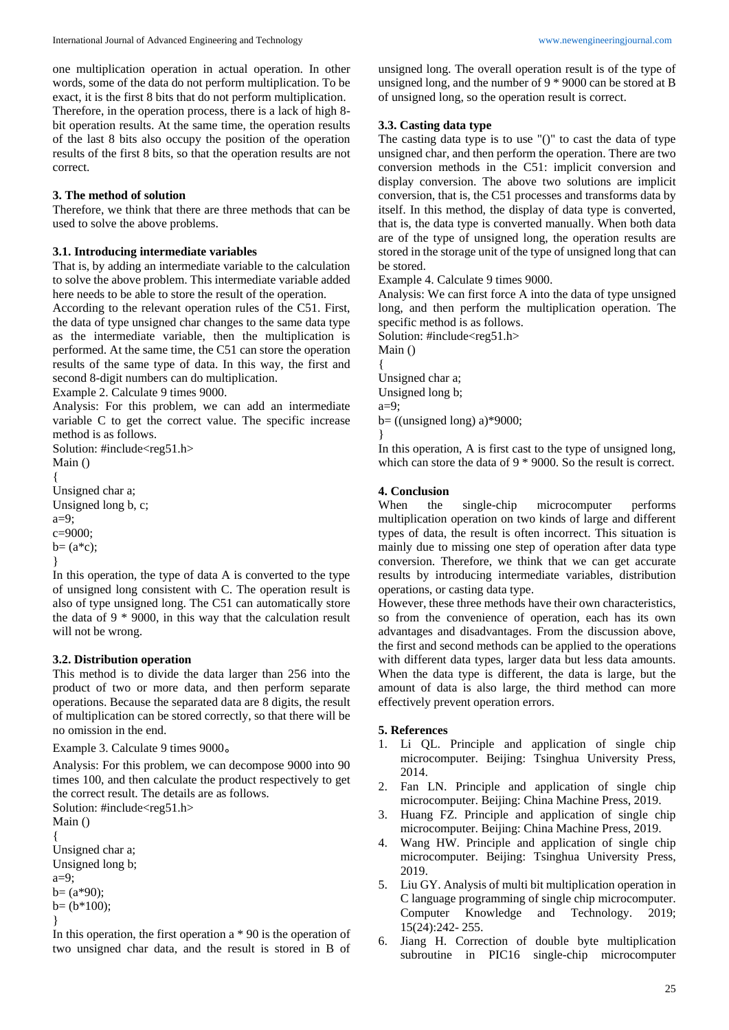one multiplication operation in actual operation. In other words, some of the data do not perform multiplication. To be exact, it is the first 8 bits that do not perform multiplication. Therefore, in the operation process, there is a lack of high 8-bit operation results. At the same time, the operation results of the last 8 bits also occupy the position of the operation results of the first 8 bits, so that the operation results are not correct.

### 3. The method of solution

Therefore, we think that there are three methods that can be used to solve the above problems.

### 3.1. Introducing intermediate variables

That is, by adding an intermediate variable to the calculation to solve the above problem. This intermediate variable added here needs to be able to store the result of the operation.

According to the relevant operation rules of the C51. First, the data of type unsigned char changes to the same data type as the intermediate variable, then the multiplication is performed. At the same time, the C51 can store the operation results of the same type of data. In this way, the first and second 8-digit numbers can do multiplication.

Example 2. Calculate 9 times 9000.

Analysis: For this problem, we can add an intermediate variable C to get the correct value. The specific increase method is as follows.

Solution: #include<reg51.h>

```
Main ()
{
Unsigned char a;
Unsigned long b, c;
a=9;
c=9000;
b= (a*c);
}
```

In this operation, the type of data A is converted to the type of unsigned long consistent with C. The operation result is also of type unsigned long. The C51 can automatically store the data of 9 * 9000, in this way that the calculation result will not be wrong.

### 3.2. Distribution operation

This method is to divide the data larger than 256 into the product of two or more data, and then perform separate operations. Because the separated data are 8 digits, the result of multiplication can be stored correctly, so that there will be no omission in the end.

Example 3. Calculate 9 times 9000。

Analysis: For this problem, we can decompose 9000 into 90 times 100, and then calculate the product respectively to get the correct result. The details are as follows.

Solution: #include<reg51.h>

```
Main ()
{
Unsigned char a;
Unsigned long b;
a=9;
b= (a*90);
b= (b*100);
}
```

In this operation, the first operation a * 90 is the operation of two unsigned char data, and the result is stored in B of unsigned long. The overall operation result is of the type of unsigned long, and the number of 9 * 9000 can be stored at B of unsigned long, so the operation result is correct.

### 3.3. Casting data type

The casting data type is to use "()" to cast the data of type unsigned char, and then perform the operation. There are two conversion methods in the C51: implicit conversion and display conversion. The above two solutions are implicit conversion, that is, the C51 processes and transforms data by itself. In this method, the display of data type is converted, that is, the data type is converted manually. When both data are of the type of unsigned long, the operation results are stored in the storage unit of the type of unsigned long that can be stored.

Example 4. Calculate 9 times 9000.

Analysis: We can first force A into the data of type unsigned long, and then perform the multiplication operation. The specific method is as follows.

Solution: #include<reg51.h>

```
Main ()
{
Unsigned char a;
Unsigned long b;
a=9;
b= ((unsigned long) a)*9000;
}
```

In this operation, A is first cast to the type of unsigned long, which can store the data of 9 * 9000. So the result is correct.

## 4. Conclusion

When the single-chip microcomputer performs multiplication operation on two kinds of large and different types of data, the result is often incorrect. This situation is mainly due to missing one step of operation after data type conversion. Therefore, we think that we can get accurate results by introducing intermediate variables, distribution operations, or casting data type.

However, these three methods have their own characteristics, so from the convenience of operation, each has its own advantages and disadvantages. From the discussion above, the first and second methods can be applied to the operations with different data types, larger data but less data amounts. When the data type is different, the data is large, but the amount of data is also large, the third method can more effectively prevent operation errors.

## 5. References

1. Li QL. Principle and application of single chip microcomputer. Beijing: Tsinghua University Press, 2014.
2. Fan LN. Principle and application of single chip microcomputer. Beijing: China Machine Press, 2019.
3. Huang FZ. Principle and application of single chip microcomputer. Beijing: China Machine Press, 2019.
4. Wang HW. Principle and application of single chip microcomputer. Beijing: Tsinghua University Press, 2019.
5. Liu GY. Analysis of multi bit multiplication operation in C language programming of single chip microcomputer. Computer Knowledge and Technology. 2019; 15(24):242- 255.
6. Jiang H. Correction of double byte multiplication subroutine in PIC16 single-chip microcomputer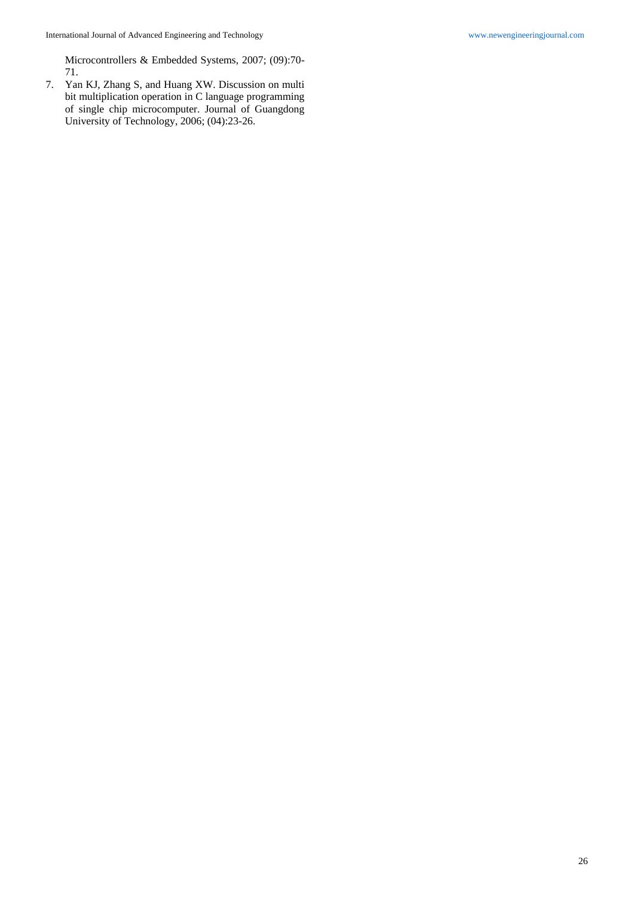Microcontrollers & Embedded Systems, 2007; (09):70-71.

7. Yan KJ, Zhang S, and Huang XW. Discussion on multi bit multiplication operation in C language programming of single chip microcomputer. Journal of Guangdong University of Technology, 2006; (04):23-26.